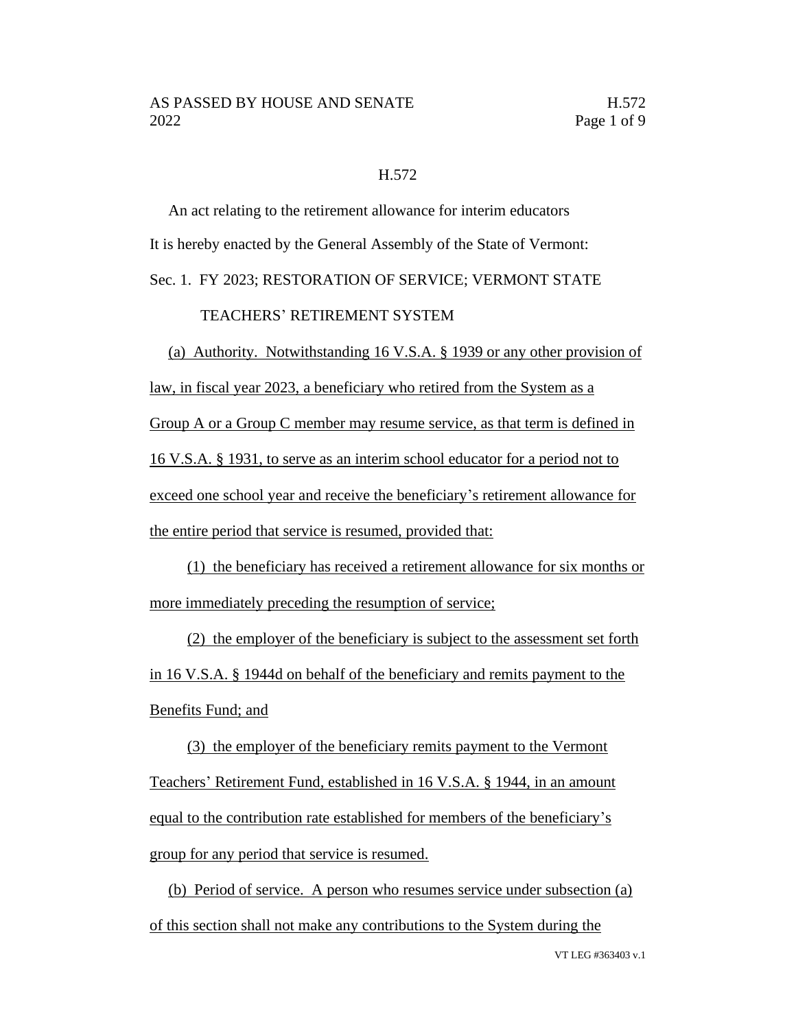# H.572

An act relating to the retirement allowance for interim educators

It is hereby enacted by the General Assembly of the State of Vermont:

## Sec. 1. FY 2023; RESTORATION OF SERVICE; VERMONT STATE TEACHERS' RETIREMENT SYSTEM

(a) Authority. Notwithstanding 16 V.S.A. § 1939 or any other provision of law, in fiscal year 2023, a beneficiary who retired from the System as a Group A or a Group C member may resume service, as that term is defined in 16 V.S.A. § 1931, to serve as an interim school educator for a period not to exceed one school year and receive the beneficiary's retirement allowance for the entire period that service is resumed, provided that:

(1) the beneficiary has received a retirement allowance for six months or more immediately preceding the resumption of service;

(2) the employer of the beneficiary is subject to the assessment set forth in 16 V.S.A. § 1944d on behalf of the beneficiary and remits payment to the Benefits Fund; and

(3) the employer of the beneficiary remits payment to the Vermont Teachers' Retirement Fund, established in 16 V.S.A. § 1944, in an amount equal to the contribution rate established for members of the beneficiary's group for any period that service is resumed.

(b) Period of service. A person who resumes service under subsection (a) of this section shall not make any contributions to the System during the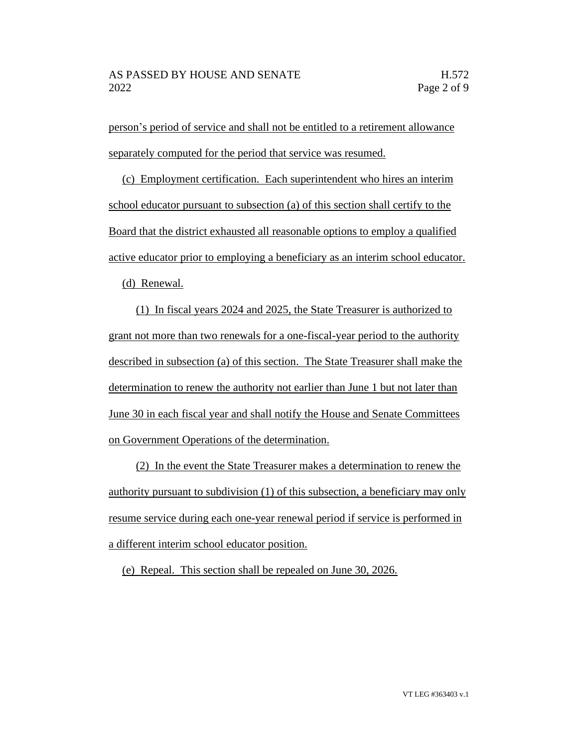person's period of service and shall not be entitled to a retirement allowance separately computed for the period that service was resumed.

(c) Employment certification. Each superintendent who hires an interim school educator pursuant to subsection (a) of this section shall certify to the Board that the district exhausted all reasonable options to employ a qualified active educator prior to employing a beneficiary as an interim school educator.

(d) Renewal.

(1) In fiscal years 2024 and 2025, the State Treasurer is authorized to grant not more than two renewals for a one-fiscal-year period to the authority described in subsection (a) of this section. The State Treasurer shall make the determination to renew the authority not earlier than June 1 but not later than June 30 in each fiscal year and shall notify the House and Senate Committees on Government Operations of the determination.

(2) In the event the State Treasurer makes a determination to renew the authority pursuant to subdivision (1) of this subsection, a beneficiary may only resume service during each one-year renewal period if service is performed in a different interim school educator position.

(e) Repeal. This section shall be repealed on June 30, 2026.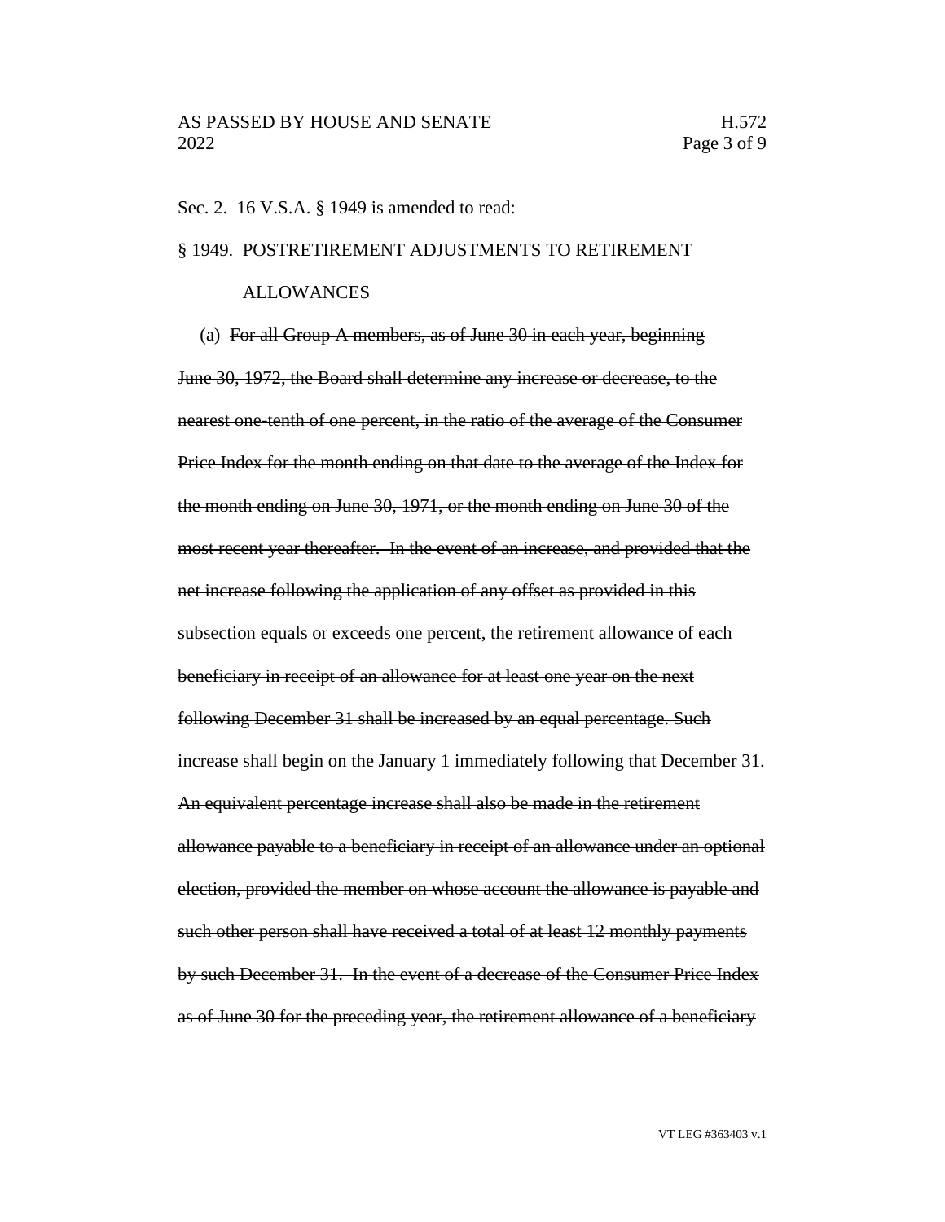Sec. 2. 16 V.S.A. § 1949 is amended to read:

§ 1949. POSTRETIREMENT ADJUSTMENTS TO RETIREMENT ALLOWANCES

(a) ~~For all Group A members, as of June 30 in each year, beginning June 30, 1972, the Board shall determine any increase or decrease, to the nearest one-tenth of one percent, in the ratio of the average of the Consumer Price Index for the month ending on that date to the average of the Index for the month ending on June 30, 1971, or the month ending on June 30 of the most recent year thereafter. In the event of an increase, and provided that the net increase following the application of any offset as provided in this subsection equals or exceeds one percent, the retirement allowance of each beneficiary in receipt of an allowance for at least one year on the next following December 31 shall be increased by an equal percentage. Such increase shall begin on the January 1 immediately following that December 31. An equivalent percentage increase shall also be made in the retirement allowance payable to a beneficiary in receipt of an allowance under an optional election, provided the member on whose account the allowance is payable and such other person shall have received a total of at least 12 monthly payments by such December 31. In the event of a decrease of the Consumer Price Index as of June 30 for the preceding year, the retirement allowance of a beneficiary~~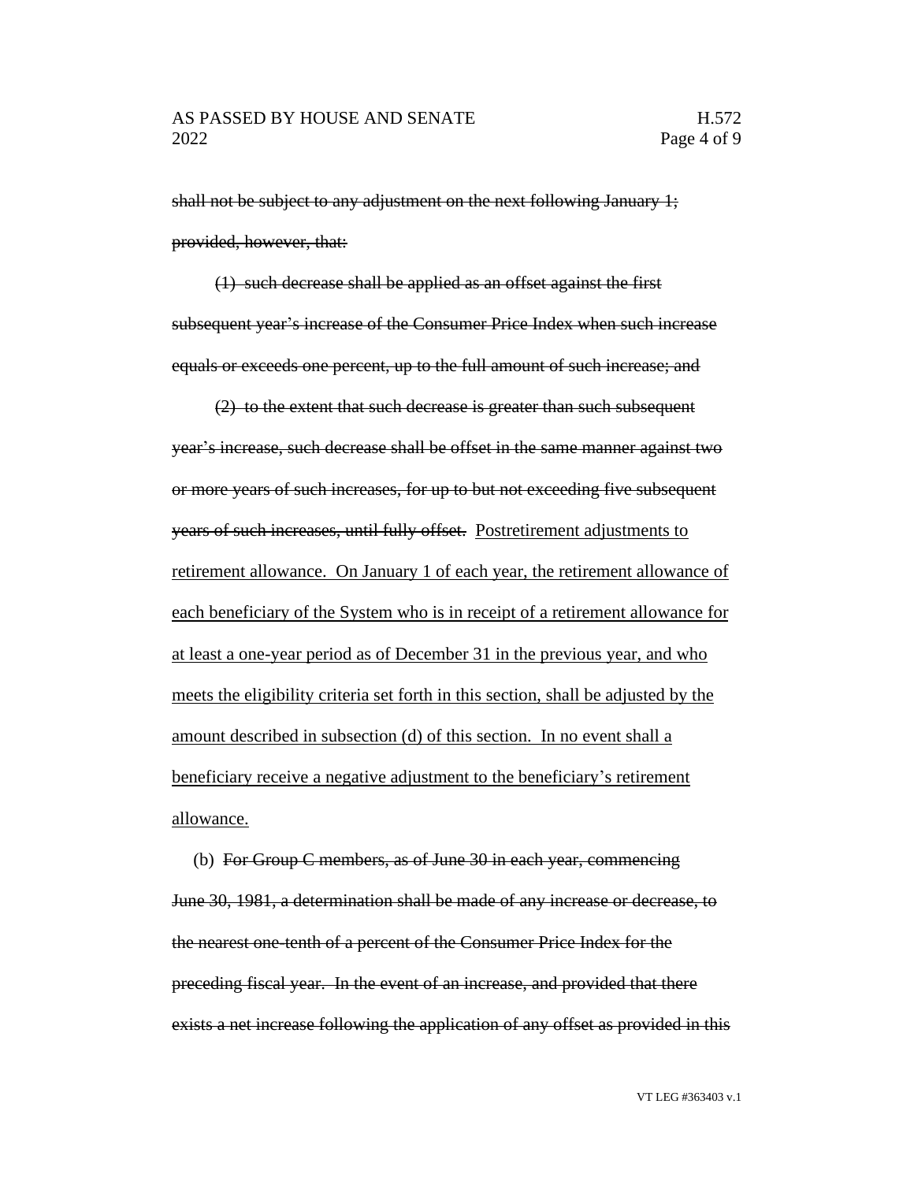~~shall not be subject to any adjustment on the next following January 1; provided, however, that:~~

~~(1) such decrease shall be applied as an offset against the first subsequent year's increase of the Consumer Price Index when such increase equals or exceeds one percent, up to the full amount of such increase; and~~

~~(2) to the extent that such decrease is greater than such subsequent year's increase, such decrease shall be offset in the same manner against two or more years of such increases, for up to but not exceeding five subsequent years of such increases, until fully offset.~~ <u>Postretirement adjustments to retirement allowance. On January 1 of each year, the retirement allowance of each beneficiary of the System who is in receipt of a retirement allowance for at least a one-year period as of December 31 in the previous year, and who meets the eligibility criteria set forth in this section, shall be adjusted by the amount described in subsection (d) of this section. In no event shall a beneficiary receive a negative adjustment to the beneficiary's retirement allowance.</u>

(b) ~~For Group C members, as of June 30 in each year, commencing June 30, 1981, a determination shall be made of any increase or decrease, to the nearest one-tenth of a percent of the Consumer Price Index for the preceding fiscal year. In the event of an increase, and provided that there exists a net increase following the application of any offset as provided in this~~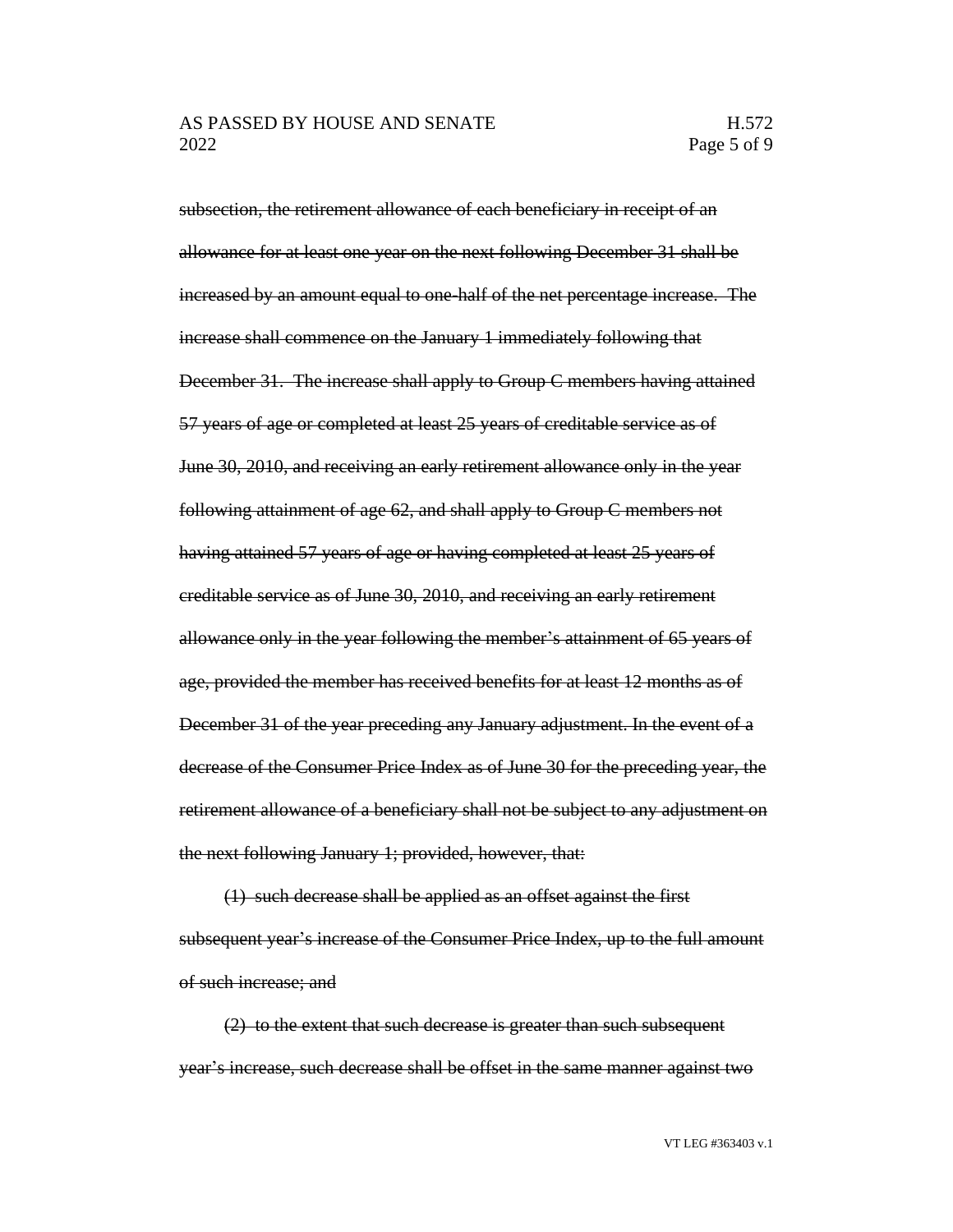~~subsection, the retirement allowance of each beneficiary in receipt of an allowance for at least one year on the next following December 31 shall be increased by an amount equal to one-half of the net percentage increase. The increase shall commence on the January 1 immediately following that December 31. The increase shall apply to Group C members having attained 57 years of age or completed at least 25 years of creditable service as of June 30, 2010, and receiving an early retirement allowance only in the year following attainment of age 62, and shall apply to Group C members not having attained 57 years of age or having completed at least 25 years of creditable service as of June 30, 2010, and receiving an early retirement allowance only in the year following the member's attainment of 65 years of age, provided the member has received benefits for at least 12 months as of December 31 of the year preceding any January adjustment. In the event of a decrease of the Consumer Price Index as of June 30 for the preceding year, the retirement allowance of a beneficiary shall not be subject to any adjustment on the next following January 1; provided, however, that:~~

~~(1) such decrease shall be applied as an offset against the first subsequent year's increase of the Consumer Price Index, up to the full amount of such increase; and~~

~~(2) to the extent that such decrease is greater than such subsequent year's increase, such decrease shall be offset in the same manner against two~~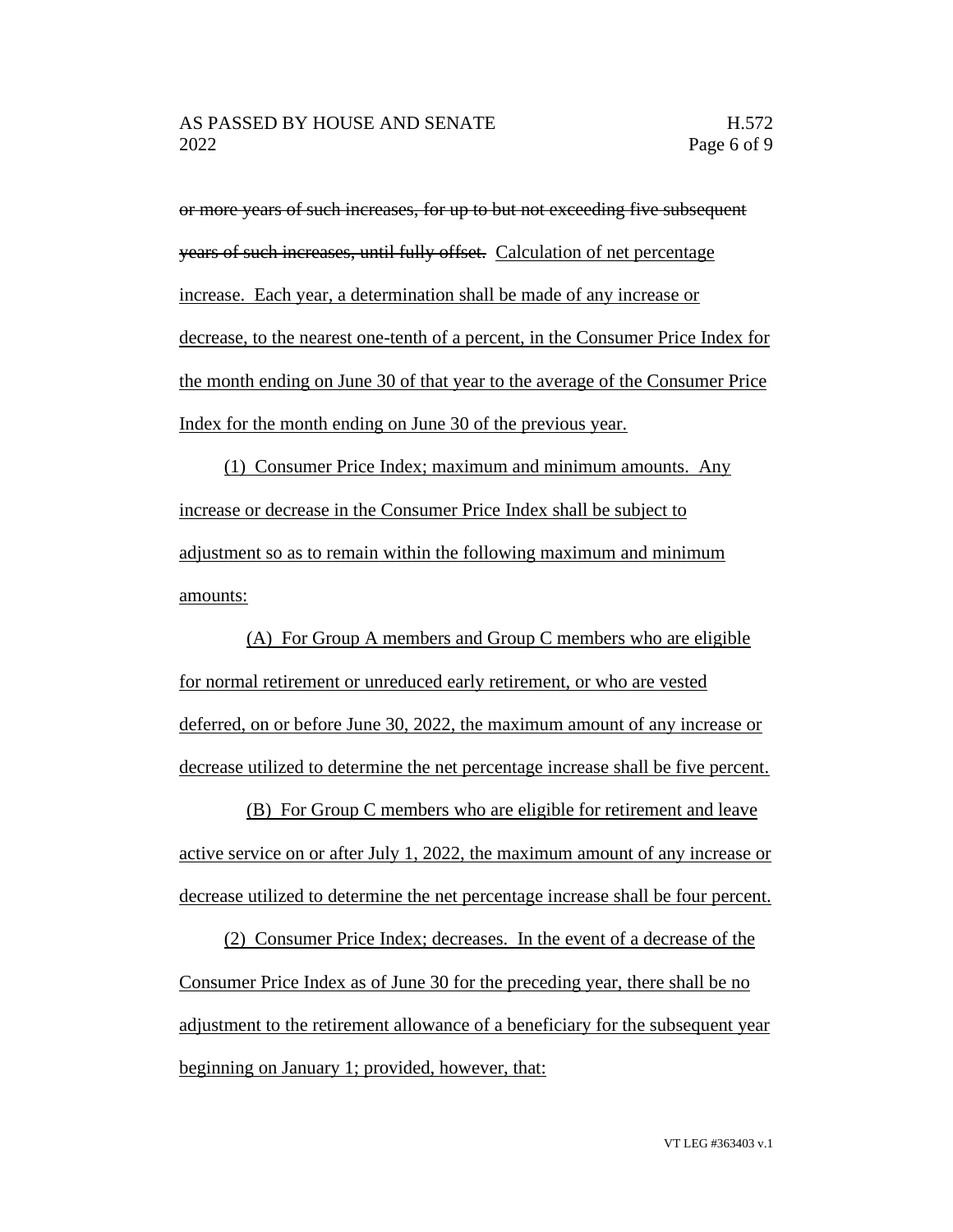~~or more years of such increases, for up to but not exceeding five subsequent years of such increases, until fully offset.~~ Calculation of net percentage increase. Each year, a determination shall be made of any increase or decrease, to the nearest one-tenth of a percent, in the Consumer Price Index for the month ending on June 30 of that year to the average of the Consumer Price Index for the month ending on June 30 of the previous year.

(1) Consumer Price Index; maximum and minimum amounts. Any increase or decrease in the Consumer Price Index shall be subject to adjustment so as to remain within the following maximum and minimum amounts:

(A) For Group A members and Group C members who are eligible for normal retirement or unreduced early retirement, or who are vested deferred, on or before June 30, 2022, the maximum amount of any increase or decrease utilized to determine the net percentage increase shall be five percent.

(B) For Group C members who are eligible for retirement and leave active service on or after July 1, 2022, the maximum amount of any increase or decrease utilized to determine the net percentage increase shall be four percent.

(2) Consumer Price Index; decreases. In the event of a decrease of the Consumer Price Index as of June 30 for the preceding year, there shall be no adjustment to the retirement allowance of a beneficiary for the subsequent year beginning on January 1; provided, however, that: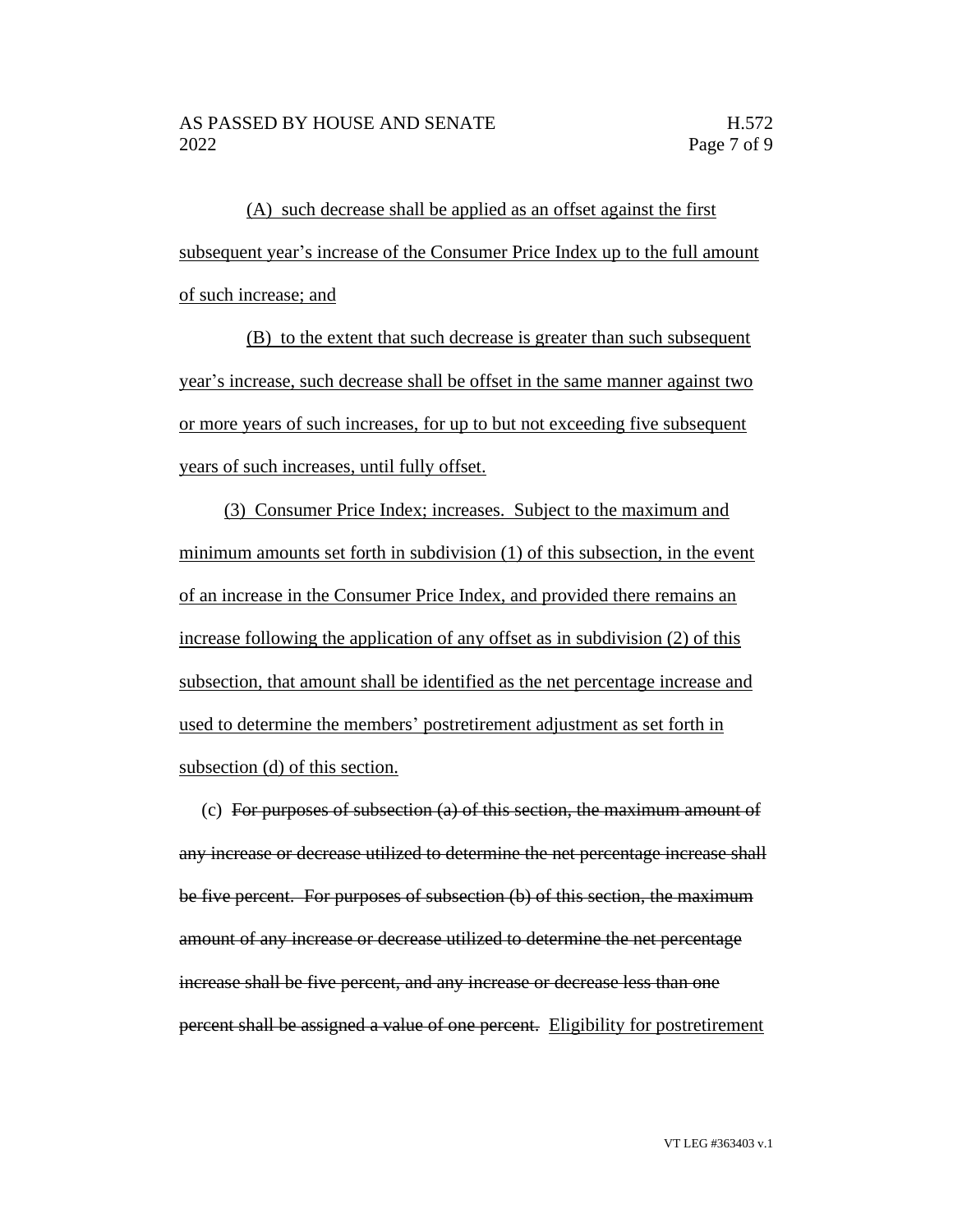(A) such decrease shall be applied as an offset against the first subsequent year's increase of the Consumer Price Index up to the full amount of such increase; and

(B) to the extent that such decrease is greater than such subsequent year's increase, such decrease shall be offset in the same manner against two or more years of such increases, for up to but not exceeding five subsequent years of such increases, until fully offset.

(3) Consumer Price Index; increases. Subject to the maximum and minimum amounts set forth in subdivision (1) of this subsection, in the event of an increase in the Consumer Price Index, and provided there remains an increase following the application of any offset as in subdivision (2) of this subsection, that amount shall be identified as the net percentage increase and used to determine the members' postretirement adjustment as set forth in subsection (d) of this section.

(c) ~~For purposes of subsection (a) of this section, the maximum amount of any increase or decrease utilized to determine the net percentage increase shall be five percent. For purposes of subsection (b) of this section, the maximum amount of any increase or decrease utilized to determine the net percentage increase shall be five percent, and any increase or decrease less than one percent shall be assigned a value of one percent.~~ Eligibility for postretirement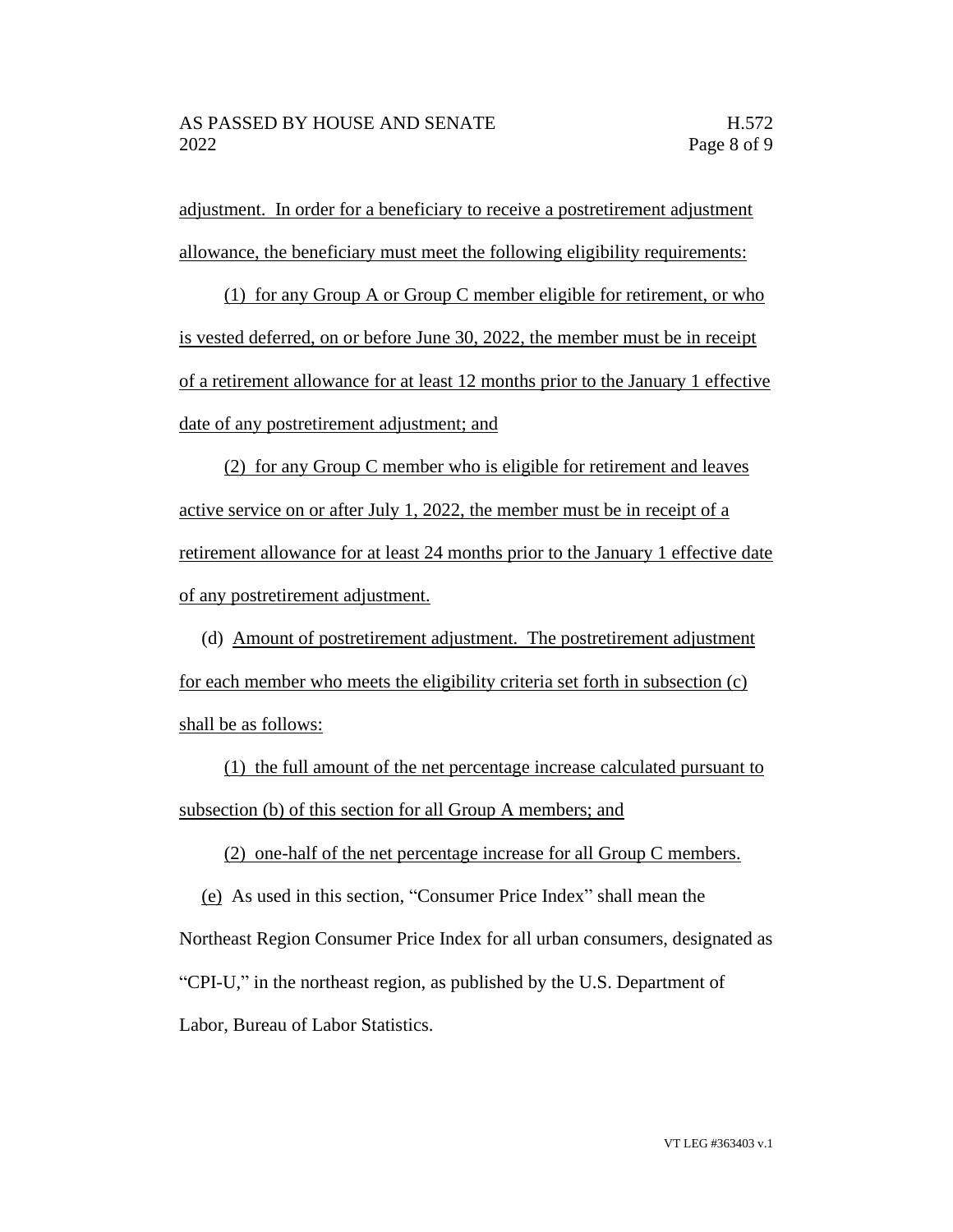adjustment. In order for a beneficiary to receive a postretirement adjustment allowance, the beneficiary must meet the following eligibility requirements:

(1) for any Group A or Group C member eligible for retirement, or who is vested deferred, on or before June 30, 2022, the member must be in receipt of a retirement allowance for at least 12 months prior to the January 1 effective date of any postretirement adjustment; and

(2) for any Group C member who is eligible for retirement and leaves active service on or after July 1, 2022, the member must be in receipt of a retirement allowance for at least 24 months prior to the January 1 effective date of any postretirement adjustment.

(d) Amount of postretirement adjustment. The postretirement adjustment for each member who meets the eligibility criteria set forth in subsection (c) shall be as follows:

(1) the full amount of the net percentage increase calculated pursuant to subsection (b) of this section for all Group A members; and

(2) one-half of the net percentage increase for all Group C members.

(e) As used in this section, "Consumer Price Index" shall mean the Northeast Region Consumer Price Index for all urban consumers, designated as "CPI-U," in the northeast region, as published by the U.S. Department of Labor, Bureau of Labor Statistics.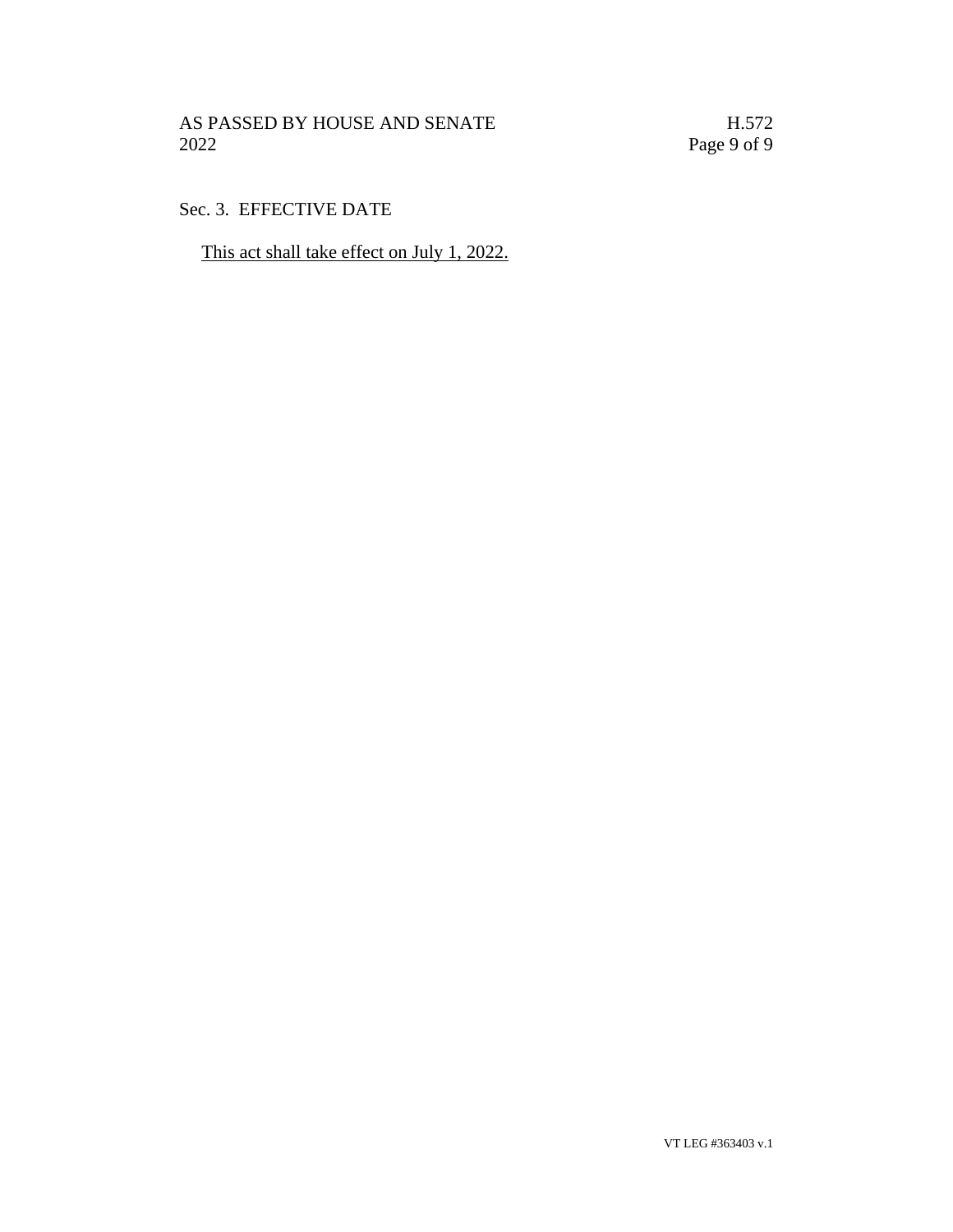Sec. 3. EFFECTIVE DATE

This act shall take effect on July 1, 2022.